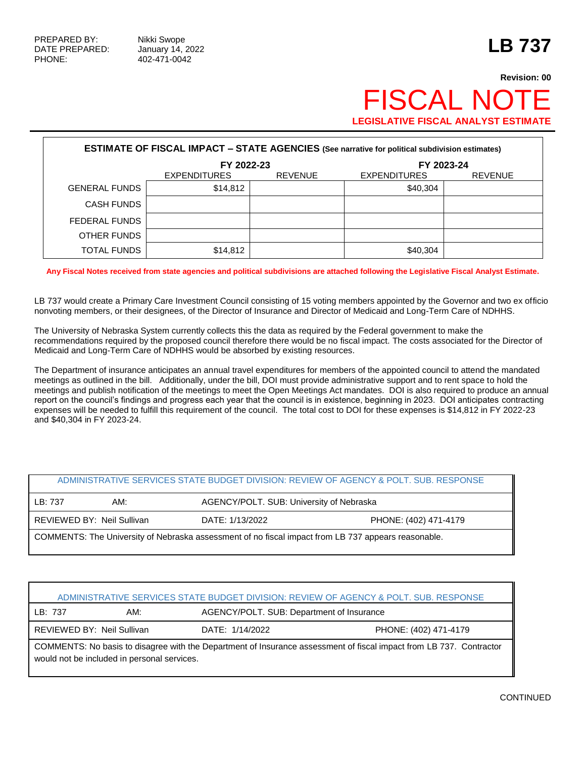PREPARED BY: Nikki Swope
DATE PREPARED: January 14, 2022
PHONE: 402-471-0042

# LB 737

**Revision: 00**

# FISCAL NOTE

**LEGISLATIVE FISCAL ANALYST ESTIMATE**

**ESTIMATE OF FISCAL IMPACT – STATE AGENCIES (See narrative for political subdivision estimates)**

| | FY 2022-23 | | FY 2023-24 | |
|---|---|---|---|---|
| | EXPENDITURES | REVENUE | EXPENDITURES | REVENUE |
| GENERAL FUNDS | $14,812 | | $40,304 | |
| CASH FUNDS | | | | |
| FEDERAL FUNDS | | | | |
| OTHER FUNDS | | | | |
| TOTAL FUNDS | $14,812 | | $40,304 | |

**Any Fiscal Notes received from state agencies and political subdivisions are attached following the Legislative Fiscal Analyst Estimate.**

LB 737 would create a Primary Care Investment Council consisting of 15 voting members appointed by the Governor and two ex officio nonvoting members, or their designees, of the Director of Insurance and Director of Medicaid and Long-Term Care of NDHHS.

The University of Nebraska System currently collects this the data as required by the Federal government to make the recommendations required by the proposed council therefore there would be no fiscal impact. The costs associated for the Director of Medicaid and Long-Term Care of NDHHS would be absorbed by existing resources.

The Department of insurance anticipates an annual travel expenditures for members of the appointed council to attend the mandated meetings as outlined in the bill. Additionally, under the bill, DOI must provide administrative support and to rent space to hold the meetings and publish notification of the meetings to meet the Open Meetings Act mandates. DOI is also required to produce an annual report on the council's findings and progress each year that the council is in existence, beginning in 2023. DOI anticipates contracting expenses will be needed to fulfill this requirement of the council. The total cost to DOI for these expenses is $14,812 in FY 2022-23 and $40,304 in FY 2023-24.

| ADMINISTRATIVE SERVICES STATE BUDGET DIVISION: REVIEW OF AGENCY & POLT. SUB. RESPONSE | | |
|---|---|---|
| LB: 737 AM: | AGENCY/POLT. SUB: University of Nebraska | |
| REVIEWED BY: Neil Sullivan | DATE: 1/13/2022 | PHONE: (402) 471-4179 |
| COMMENTS: The University of Nebraska assessment of no fiscal impact from LB 737 appears reasonable. | | |

| ADMINISTRATIVE SERVICES STATE BUDGET DIVISION: REVIEW OF AGENCY & POLT. SUB. RESPONSE | | |
|---|---|---|
| LB: 737 AM: | AGENCY/POLT. SUB: Department of Insurance | |
| REVIEWED BY: Neil Sullivan | DATE: 1/14/2022 | PHONE: (402) 471-4179 |
| COMMENTS: No basis to disagree with the Department of Insurance assessment of fiscal impact from LB 737. Contractor would not be included in personal services. | | |

CONTINUED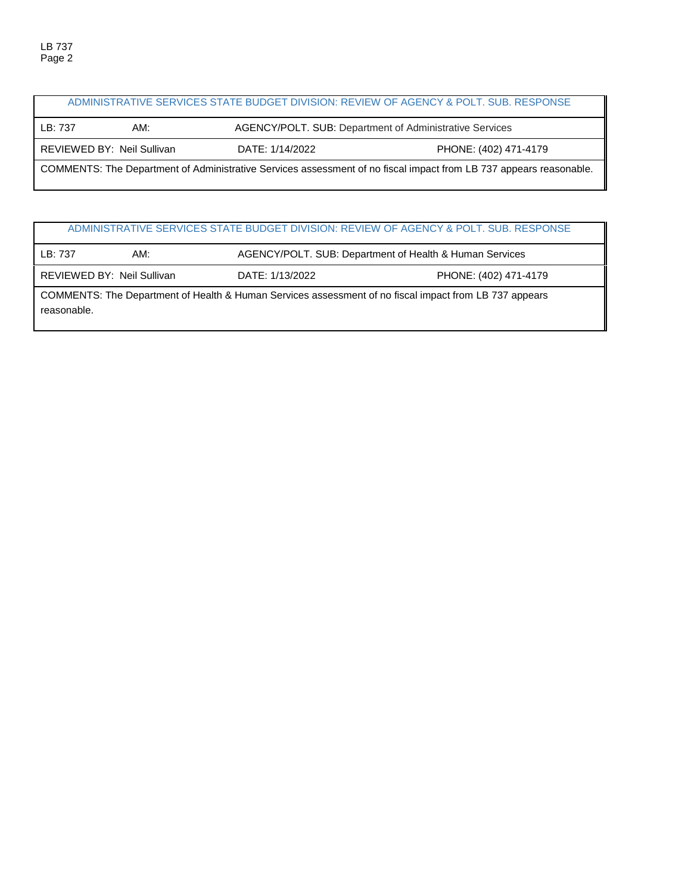| ADMINISTRATIVE SERVICES STATE BUDGET DIVISION: REVIEW OF AGENCY & POLT. SUB. RESPONSE | | | |
|---|---|---|---|
| LB: 737 | AM: | AGENCY/POLT. SUB: Department of Administrative Services | |
| REVIEWED BY: Neil Sullivan | | DATE: 1/14/2022 | PHONE: (402) 471-4179 |
| COMMENTS: The Department of Administrative Services assessment of no fiscal impact from LB 737 appears reasonable. | | | |

| ADMINISTRATIVE SERVICES STATE BUDGET DIVISION: REVIEW OF AGENCY & POLT. SUB. RESPONSE | | | |
|---|---|---|---|
| LB: 737 | AM: | AGENCY/POLT. SUB: Department of Health & Human Services | |
| REVIEWED BY: Neil Sullivan | | DATE: 1/13/2022 | PHONE: (402) 471-4179 |
| COMMENTS: The Department of Health & Human Services assessment of no fiscal impact from LB 737 appears reasonable. | | | |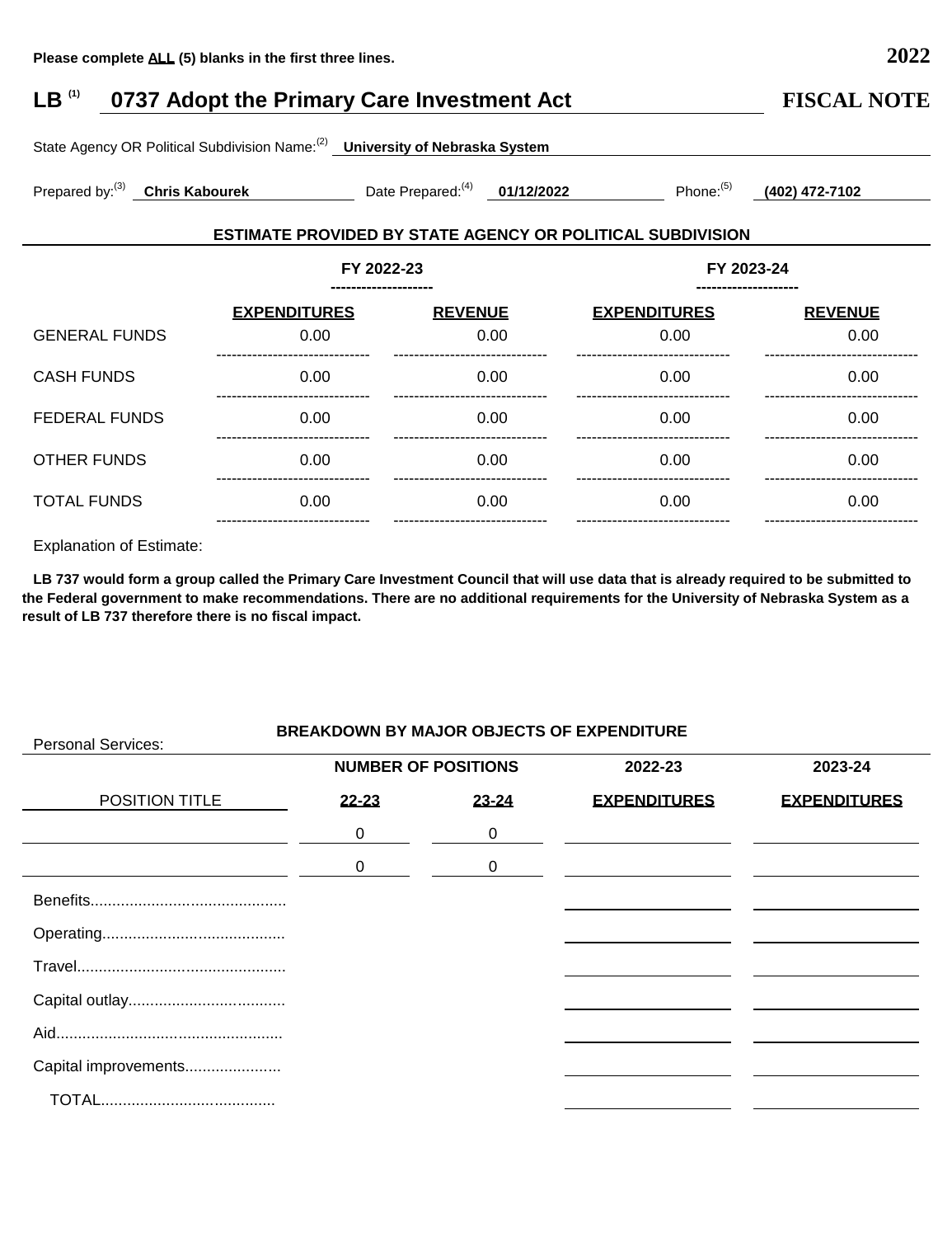Please complete **ALL** (5) blanks in the first three lines. **2022**

# LB [1] 0737 Adopt the Primary Care Investment Act **FISCAL NOTE**

State Agency OR Political Subdivision Name:[2] **University of Nebraska System**

Prepared by:[3] **Chris Kabourek** Date Prepared:[4] **01/12/2022** Phone:[5] **(402) 472-7102**

## ESTIMATE PROVIDED BY STATE AGENCY OR POLITICAL SUBDIVISION

| | FY 2022-23 | | FY 2023-24 | |
|---|---|---|---|---|
| | **EXPENDITURES** | **REVENUE** | **EXPENDITURES** | **REVENUE** |
| GENERAL FUNDS | 0.00 | 0.00 | 0.00 | 0.00 |
| CASH FUNDS | 0.00 | 0.00 | 0.00 | 0.00 |
| FEDERAL FUNDS | 0.00 | 0.00 | 0.00 | 0.00 |
| OTHER FUNDS | 0.00 | 0.00 | 0.00 | 0.00 |
| TOTAL FUNDS | 0.00 | 0.00 | 0.00 | 0.00 |

Explanation of Estimate:

**LB 737 would form a group called the Primary Care Investment Council that will use data that is already required to be submitted to the Federal government to make recommendations. There are no additional requirements for the University of Nebraska System as a result of LB 737 therefore there is no fiscal impact.**

## BREAKDOWN BY MAJOR OBJECTS OF EXPENDITURE

Personal Services:

| | NUMBER OF POSITIONS | | 2022-23 | 2023-24 |
|---|---|---|---|---|
| POSITION TITLE | **22-23** | **23-24** | **EXPENDITURES** | **EXPENDITURES** |
| | 0 | 0 | | |
| | 0 | 0 | | |
| Benefits | | | | |
| Operating | | | | |
| Travel | | | | |
| Capital outlay | | | | |
| Aid | | | | |
| Capital improvements | | | | |
| TOTAL | | | | |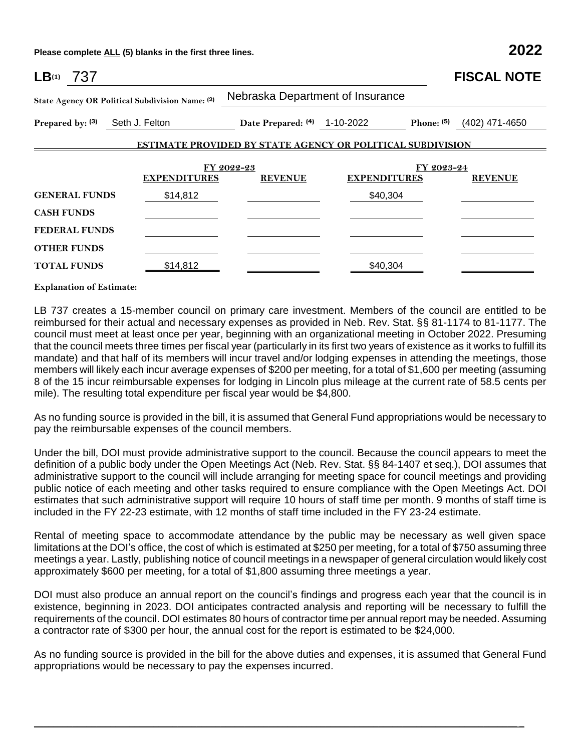Please complete ALL (5) blanks in the first three lines. **2022**

**LB**(1) 737 **FISCAL NOTE**

**State Agency OR Political Subdivision Name:** (2) Nebraska Department of Insurance

**Prepared by:** (3) Seth J. Felton **Date Prepared:** (4) 1-10-2022 **Phone:** (5) (402) 471-4650

**ESTIMATE PROVIDED BY STATE AGENCY OR POLITICAL SUBDIVISION**

| | FY 2022-23 | | FY 2023-24 | |
|---|---|---|---|---|
| | **EXPENDITURES** | **REVENUE** | **EXPENDITURES** | **REVENUE** |
| **GENERAL FUNDS** | $14,812 | | $40,304 | |
| **CASH FUNDS** | | | | |
| **FEDERAL FUNDS** | | | | |
| **OTHER FUNDS** | | | | |
| **TOTAL FUNDS** | $14,812 | | $40,304 | |

**Explanation of Estimate:**

LB 737 creates a 15-member council on primary care investment. Members of the council are entitled to be reimbursed for their actual and necessary expenses as provided in Neb. Rev. Stat. §§ 81-1174 to 81-1177. The council must meet at least once per year, beginning with an organizational meeting in October 2022. Presuming that the council meets three times per fiscal year (particularly in its first two years of existence as it works to fulfill its mandate) and that half of its members will incur travel and/or lodging expenses in attending the meetings, those members will likely each incur average expenses of $200 per meeting, for a total of $1,600 per meeting (assuming 8 of the 15 incur reimbursable expenses for lodging in Lincoln plus mileage at the current rate of 58.5 cents per mile). The resulting total expenditure per fiscal year would be $4,800.

As no funding source is provided in the bill, it is assumed that General Fund appropriations would be necessary to pay the reimbursable expenses of the council members.

Under the bill, DOI must provide administrative support to the council. Because the council appears to meet the definition of a public body under the Open Meetings Act (Neb. Rev. Stat. §§ 84-1407 et seq.), DOI assumes that administrative support to the council will include arranging for meeting space for council meetings and providing public notice of each meeting and other tasks required to ensure compliance with the Open Meetings Act. DOI estimates that such administrative support will require 10 hours of staff time per month. 9 months of staff time is included in the FY 22-23 estimate, with 12 months of staff time included in the FY 23-24 estimate.

Rental of meeting space to accommodate attendance by the public may be necessary as well given space limitations at the DOI's office, the cost of which is estimated at $250 per meeting, for a total of $750 assuming three meetings a year. Lastly, publishing notice of council meetings in a newspaper of general circulation would likely cost approximately $600 per meeting, for a total of $1,800 assuming three meetings a year.

DOI must also produce an annual report on the council's findings and progress each year that the council is in existence, beginning in 2023. DOI anticipates contracted analysis and reporting will be necessary to fulfill the requirements of the council. DOI estimates 80 hours of contractor time per annual report may be needed. Assuming a contractor rate of $300 per hour, the annual cost for the report is estimated to be $24,000.

As no funding source is provided in the bill for the above duties and expenses, it is assumed that General Fund appropriations would be necessary to pay the expenses incurred.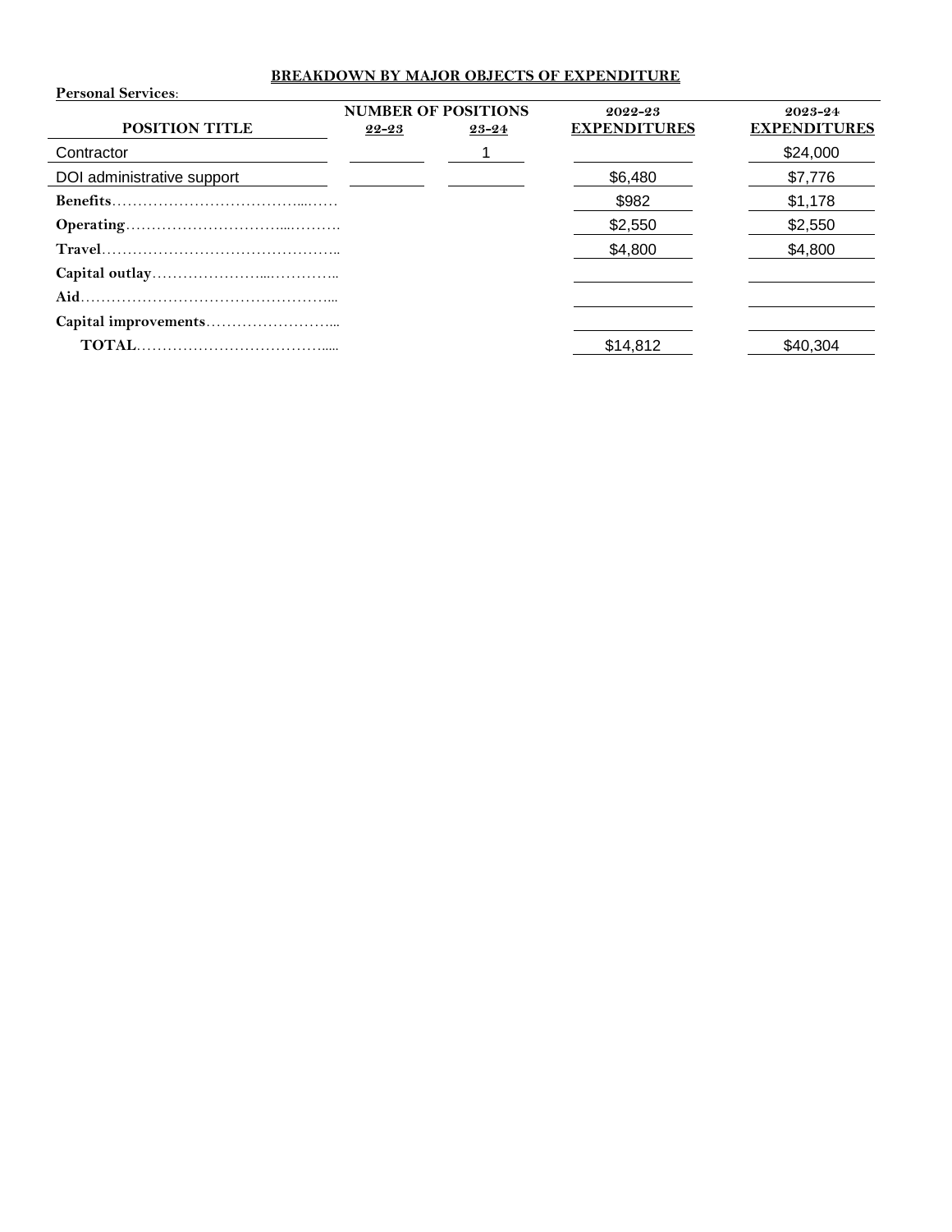## BREAKDOWN BY MAJOR OBJECTS OF EXPENDITURE

**Personal Services**:

| POSITION TITLE | NUMBER OF POSITIONS 22-23 | 23-24 | 2022-23 EXPENDITURES | 2023-24 EXPENDITURES |
|---|---|---|---|---|
| Contractor | | 1 | | $24,000 |
| DOI administrative support | | | $6,480 | $7,776 |
| **Benefits** | | | $982 | $1,178 |
| **Operating** | | | $2,550 | $2,550 |
| **Travel** | | | $4,800 | $4,800 |
| **Capital outlay** | | | | |
| **Aid** | | | | |
| **Capital improvements** | | | | |
| **TOTAL** | | | $14,812 | $40,304 |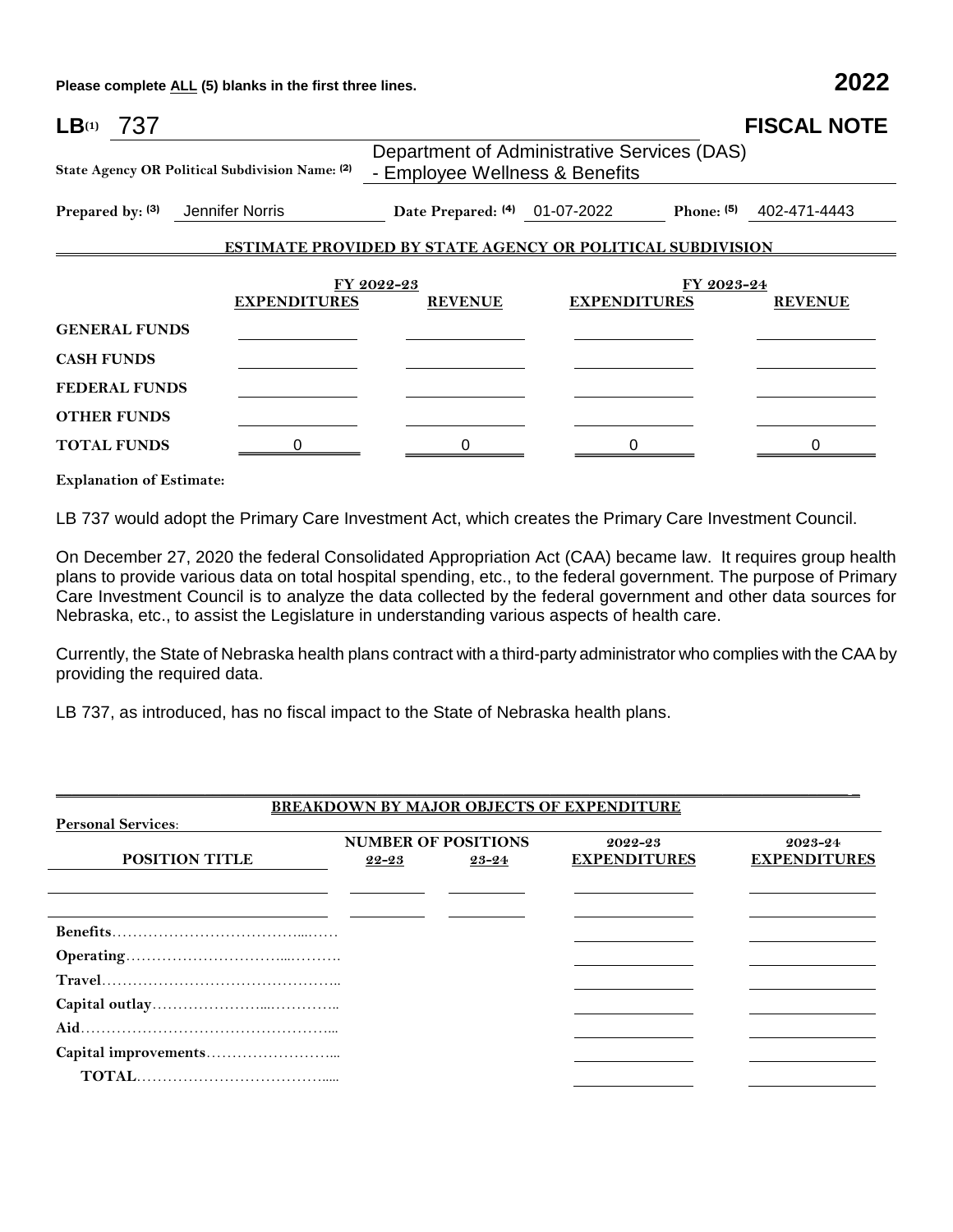Please complete ALL (5) blanks in the first three lines.

**2022**

**LB**(1) 737

**FISCAL NOTE**

**State Agency OR Political Subdivision Name:** (2) Department of Administrative Services (DAS) - Employee Wellness & Benefits

**Prepared by:** (3) Jennifer Norris **Date Prepared:** (4) 01-07-2022 **Phone:** (5) 402-471-4443

**ESTIMATE PROVIDED BY STATE AGENCY OR POLITICAL SUBDIVISION**

| | FY 2022-23 | | FY 2023-24 | |
|---|---|---|---|---|
| | **EXPENDITURES** | **REVENUE** | **EXPENDITURES** | **REVENUE** |
| **GENERAL FUNDS** | | | | |
| **CASH FUNDS** | | | | |
| **FEDERAL FUNDS** | | | | |
| **OTHER FUNDS** | | | | |
| **TOTAL FUNDS** | 0 | 0 | 0 | 0 |

**Explanation of Estimate:**

LB 737 would adopt the Primary Care Investment Act, which creates the Primary Care Investment Council.

On December 27, 2020 the federal Consolidated Appropriation Act (CAA) became law. It requires group health plans to provide various data on total hospital spending, etc., to the federal government. The purpose of Primary Care Investment Council is to analyze the data collected by the federal government and other data sources for Nebraska, etc., to assist the Legislature in understanding various aspects of health care.

Currently, the State of Nebraska health plans contract with a third-party administrator who complies with the CAA by providing the required data.

LB 737, as introduced, has no fiscal impact to the State of Nebraska health plans.

**BREAKDOWN BY MAJOR OBJECTS OF EXPENDITURE**

**Personal Services:**

| POSITION TITLE | NUMBER OF POSITIONS 22-23 | NUMBER OF POSITIONS 23-24 | 2022-23 EXPENDITURES | 2023-24 EXPENDITURES |
|---|---|---|---|---|
| | | | | |
| | | | | |
| **Benefits** | | | | |
| **Operating** | | | | |
| **Travel** | | | | |
| **Capital outlay** | | | | |
| **Aid** | | | | |
| **Capital improvements** | | | | |
| **TOTAL** | | | | |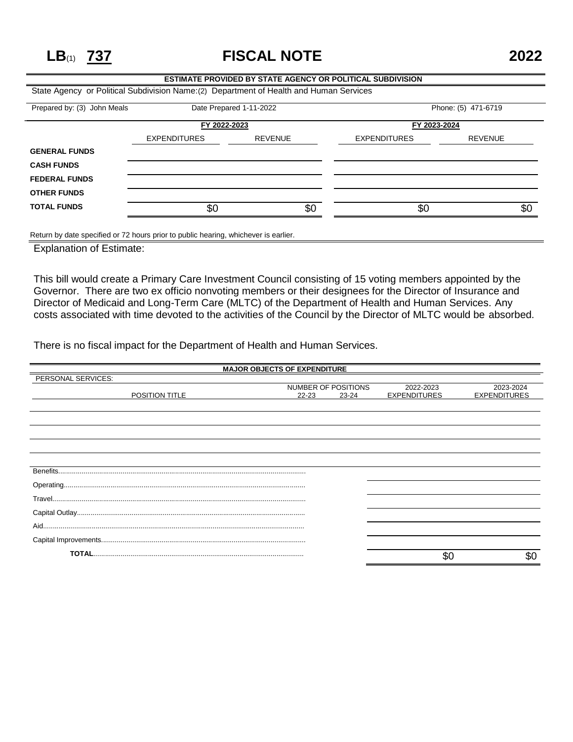# LB(1) 737 FISCAL NOTE 2022

**ESTIMATE PROVIDED BY STATE AGENCY OR POLITICAL SUBDIVISION**

State Agency or Political Subdivision Name:(2) Department of Health and Human Services

Prepared by: (3) John Meals | Date Prepared 1-11-2022 | Phone: (5) 471-6719

| | FY 2022-2023 | | FY 2023-2024 | |
|---|---|---|---|---|
| | EXPENDITURES | REVENUE | EXPENDITURES | REVENUE |
| **GENERAL FUNDS** | | | | |
| **CASH FUNDS** | | | | |
| **FEDERAL FUNDS** | | | | |
| **OTHER FUNDS** | | | | |
| **TOTAL FUNDS** | $0 | $0 | $0 | $0 |

Return by date specified or 72 hours prior to public hearing, whichever is earlier.

Explanation of Estimate:

This bill would create a Primary Care Investment Council consisting of 15 voting members appointed by the Governor. There are two ex officio nonvoting members or their designees for the Director of Insurance and Director of Medicaid and Long-Term Care (MLTC) of the Department of Health and Human Services. Any costs associated with time devoted to the activities of the Council by the Director of MLTC would be absorbed.

There is no fiscal impact for the Department of Health and Human Services.

**MAJOR OBJECTS OF EXPENDITURE**

| PERSONAL SERVICES: | NUMBER OF POSITIONS | | 2022-2023 | 2023-2024 |
|---|---|---|---|---|
| POSITION TITLE | 22-23 | 23-24 | EXPENDITURES | EXPENDITURES |
| | | | | |
| Benefits | | | | |
| Operating | | | | |
| Travel | | | | |
| Capital Outlay | | | | |
| Aid | | | | |
| Capital Improvements | | | | |
| **TOTAL** | | | $0 | $0 |